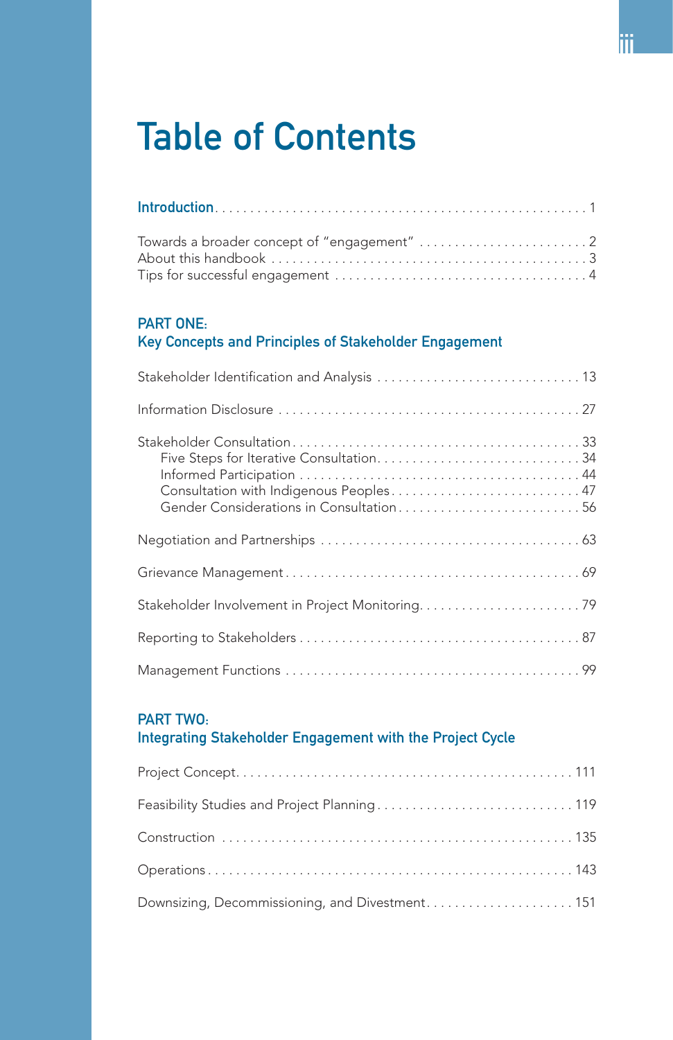# Table of Contents

**Introduction** . . . . . . . . . . . . . . . . . . . . . . . . . . . . . . . . . . . . . . . . . . . . . . . . . . . 1

Towards a broader concept of "engagement" . . . . . . . . . . . . . . . . . . . . . . . . 2
About this handbook . . . . . . . . . . . . . . . . . . . . . . . . . . . . . . . . . . . . . . . . . . . 3
Tips for successful engagement . . . . . . . . . . . . . . . . . . . . . . . . . . . . . . . . . . 4

## PART ONE: Key Concepts and Principles of Stakeholder Engagement

Stakeholder Identification and Analysis . . . . . . . . . . . . . . . . . . . . . . . . . . . . 13

Information Disclosure . . . . . . . . . . . . . . . . . . . . . . . . . . . . . . . . . . . . . . . . . 27

Stakeholder Consultation . . . . . . . . . . . . . . . . . . . . . . . . . . . . . . . . . . . . . . . 33
- Five Steps for Iterative Consultation . . . . . . . . . . . . . . . . . . . . . . . . . . . . 34
- Informed Participation . . . . . . . . . . . . . . . . . . . . . . . . . . . . . . . . . . . . . . . 44
- Consultation with Indigenous Peoples . . . . . . . . . . . . . . . . . . . . . . . . . . . 47
- Gender Considerations in Consultation . . . . . . . . . . . . . . . . . . . . . . . . . . 56

Negotiation and Partnerships . . . . . . . . . . . . . . . . . . . . . . . . . . . . . . . . . . . 63

Grievance Management . . . . . . . . . . . . . . . . . . . . . . . . . . . . . . . . . . . . . . . . 69

Stakeholder Involvement in Project Monitoring . . . . . . . . . . . . . . . . . . . . . . . 79

Reporting to Stakeholders . . . . . . . . . . . . . . . . . . . . . . . . . . . . . . . . . . . . . . 87

Management Functions . . . . . . . . . . . . . . . . . . . . . . . . . . . . . . . . . . . . . . . . 99

## PART TWO: Integrating Stakeholder Engagement with the Project Cycle

Project Concept . . . . . . . . . . . . . . . . . . . . . . . . . . . . . . . . . . . . . . . . . . . . . 111

Feasibility Studies and Project Planning . . . . . . . . . . . . . . . . . . . . . . . . . . . 119

Construction . . . . . . . . . . . . . . . . . . . . . . . . . . . . . . . . . . . . . . . . . . . . . . . 135

Operations . . . . . . . . . . . . . . . . . . . . . . . . . . . . . . . . . . . . . . . . . . . . . . . . 143

Downsizing, Decommissioning, and Divestment . . . . . . . . . . . . . . . . . . . . . 151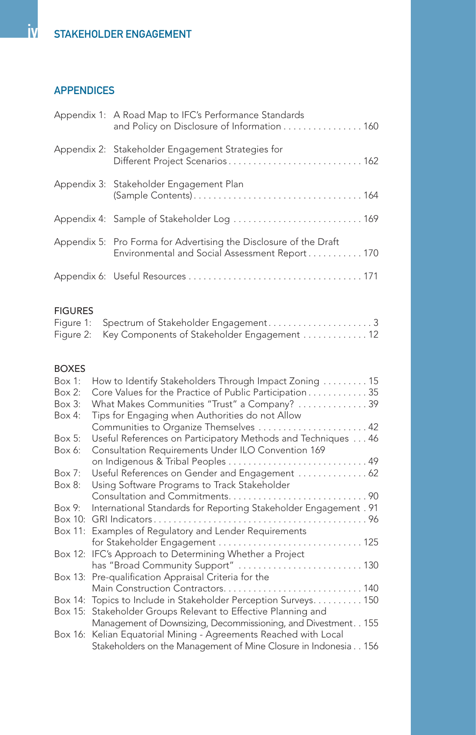## APPENDICES

| | | |
|---|---|---|
| Appendix 1: | A Road Map to IFC's Performance Standards and Policy on Disclosure of Information | 160 |
| Appendix 2: | Stakeholder Engagement Strategies for Different Project Scenarios | 162 |
| Appendix 3: | Stakeholder Engagement Plan (Sample Contents) | 164 |
| Appendix 4: | Sample of Stakeholder Log | 169 |
| Appendix 5: | Pro Forma for Advertising the Disclosure of the Draft Environmental and Social Assessment Report | 170 |
| Appendix 6: | Useful Resources | 171 |

### FIGURES

| | | |
|---|---|---|
| Figure 1: | Spectrum of Stakeholder Engagement | 3 |
| Figure 2: | Key Components of Stakeholder Engagement | 12 |

### BOXES

| | | |
|---|---|---|
| Box 1: | How to Identify Stakeholders Through Impact Zoning | 15 |
| Box 2: | Core Values for the Practice of Public Participation | 35 |
| Box 3: | What Makes Communities "Trust" a Company? | 39 |
| Box 4: | Tips for Engaging when Authorities do not Allow Communities to Organize Themselves | 42 |
| Box 5: | Useful References on Participatory Methods and Techniques | 46 |
| Box 6: | Consultation Requirements Under ILO Convention 169 on Indigenous & Tribal Peoples | 49 |
| Box 7: | Useful References on Gender and Engagement | 62 |
| Box 8: | Using Software Programs to Track Stakeholder Consultation and Commitments | 90 |
| Box 9: | International Standards for Reporting Stakeholder Engagement | 91 |
| Box 10: | GRI Indicators | 96 |
| Box 11: | Examples of Regulatory and Lender Requirements for Stakeholder Engagement | 125 |
| Box 12: | IFC's Approach to Determining Whether a Project has "Broad Community Support" | 130 |
| Box 13: | Pre-qualification Appraisal Criteria for the Main Construction Contractors | 140 |
| Box 14: | Topics to Include in Stakeholder Perception Surveys | 150 |
| Box 15: | Stakeholder Groups Relevant to Effective Planning and Management of Downsizing, Decommissioning, and Divestment | 155 |
| Box 16: | Kelian Equatorial Mining - Agreements Reached with Local Stakeholders on the Management of Mine Closure in Indonesia | 156 |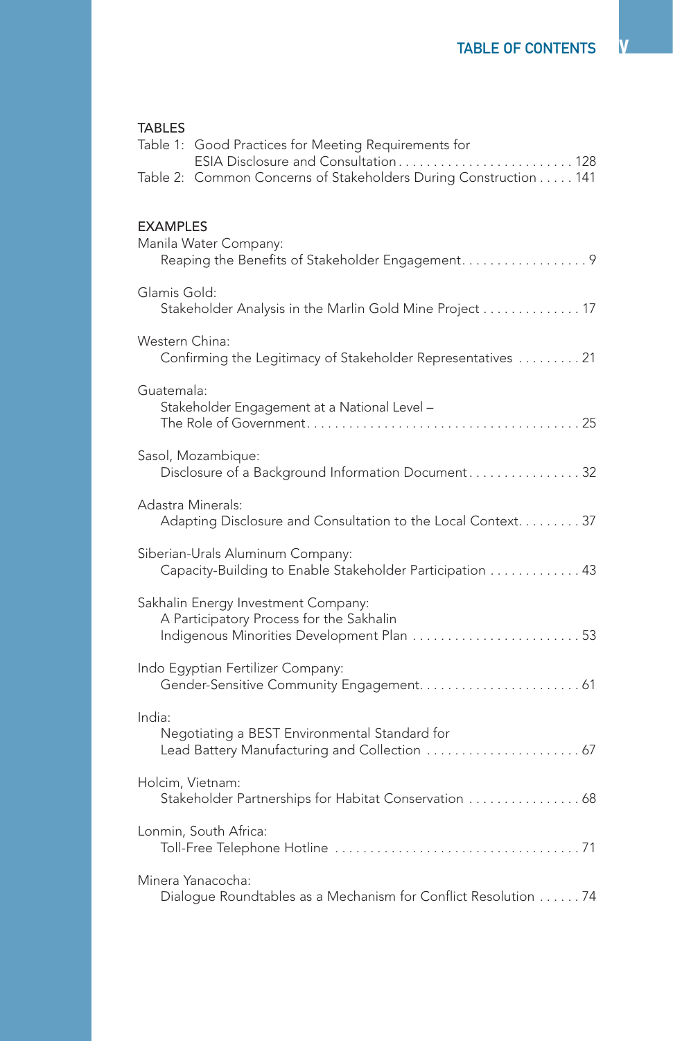## TABLES

Table 1: Good Practices for Meeting Requirements for ESIA Disclosure and Consultation . . . . . . . . . . . . . . . . . . . . . . . . . 128

Table 2: Common Concerns of Stakeholders During Construction . . . . . 141

## EXAMPLES

Manila Water Company:
Reaping the Benefits of Stakeholder Engagement. . . . . . . . . . . . . . . . . . 9

Glamis Gold:
Stakeholder Analysis in the Marlin Gold Mine Project . . . . . . . . . . . . . . 17

Western China:
Confirming the Legitimacy of Stakeholder Representatives . . . . . . . . . 21

Guatemala:
Stakeholder Engagement at a National Level –
The Role of Government. . . . . . . . . . . . . . . . . . . . . . . . . . . . . . . . . . . . . . 25

Sasol, Mozambique:
Disclosure of a Background Information Document . . . . . . . . . . . . . . . . 32

Adastra Minerals:
Adapting Disclosure and Consultation to the Local Context. . . . . . . . . 37

Siberian-Urals Aluminum Company:
Capacity-Building to Enable Stakeholder Participation . . . . . . . . . . . . . 43

Sakhalin Energy Investment Company:
A Participatory Process for the Sakhalin
Indigenous Minorities Development Plan . . . . . . . . . . . . . . . . . . . . . . . . 53

Indo Egyptian Fertilizer Company:
Gender-Sensitive Community Engagement. . . . . . . . . . . . . . . . . . . . . . . 61

India:
Negotiating a BEST Environmental Standard for
Lead Battery Manufacturing and Collection . . . . . . . . . . . . . . . . . . . . . . 67

Holcim, Vietnam:
Stakeholder Partnerships for Habitat Conservation . . . . . . . . . . . . . . . . 68

Lonmin, South Africa:
Toll-Free Telephone Hotline . . . . . . . . . . . . . . . . . . . . . . . . . . . . . . . . . . . 71

Minera Yanacocha:
Dialogue Roundtables as a Mechanism for Conflict Resolution . . . . . . 74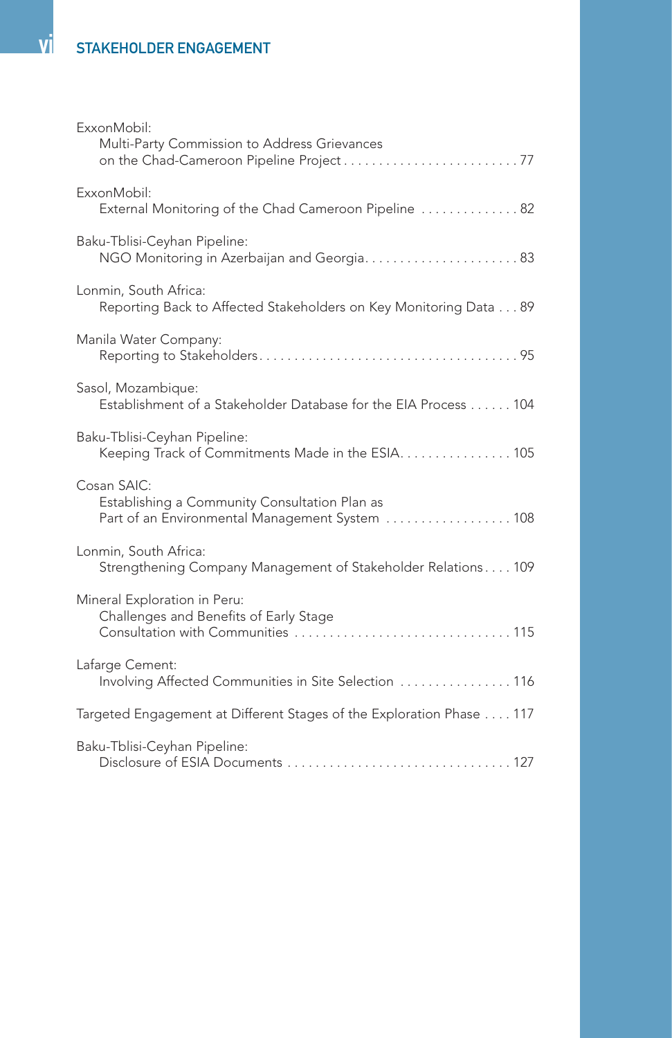ExxonMobil:
    Multi-Party Commission to Address Grievances
    on the Chad-Cameroon Pipeline Project . . . . . . . . . . . . . . . . . . . . . . . . . 77

ExxonMobil:
    External Monitoring of the Chad Cameroon Pipeline . . . . . . . . . . . . . . 82

Baku-Tblisi-Ceyhan Pipeline:
    NGO Monitoring in Azerbaijan and Georgia . . . . . . . . . . . . . . . . . . . . . . 83

Lonmin, South Africa:
    Reporting Back to Affected Stakeholders on Key Monitoring Data . . . 89

Manila Water Company:
    Reporting to Stakeholders . . . . . . . . . . . . . . . . . . . . . . . . . . . . . . . . . . . 95

Sasol, Mozambique:
    Establishment of a Stakeholder Database for the EIA Process . . . . . . 104

Baku-Tblisi-Ceyhan Pipeline:
    Keeping Track of Commitments Made in the ESIA . . . . . . . . . . . . . . . . 105

Cosan SAIC:
    Establishing a Community Consultation Plan as
    Part of an Environmental Management System . . . . . . . . . . . . . . . . . . 108

Lonmin, South Africa:
    Strengthening Company Management of Stakeholder Relations . . . . 109

Mineral Exploration in Peru:
    Challenges and Benefits of Early Stage
    Consultation with Communities . . . . . . . . . . . . . . . . . . . . . . . . . . . . . . . 115

Lafarge Cement:
    Involving Affected Communities in Site Selection . . . . . . . . . . . . . . . . 116

Targeted Engagement at Different Stages of the Exploration Phase . . . . 117

Baku-Tblisi-Ceyhan Pipeline:
    Disclosure of ESIA Documents . . . . . . . . . . . . . . . . . . . . . . . . . . . . . . . . 127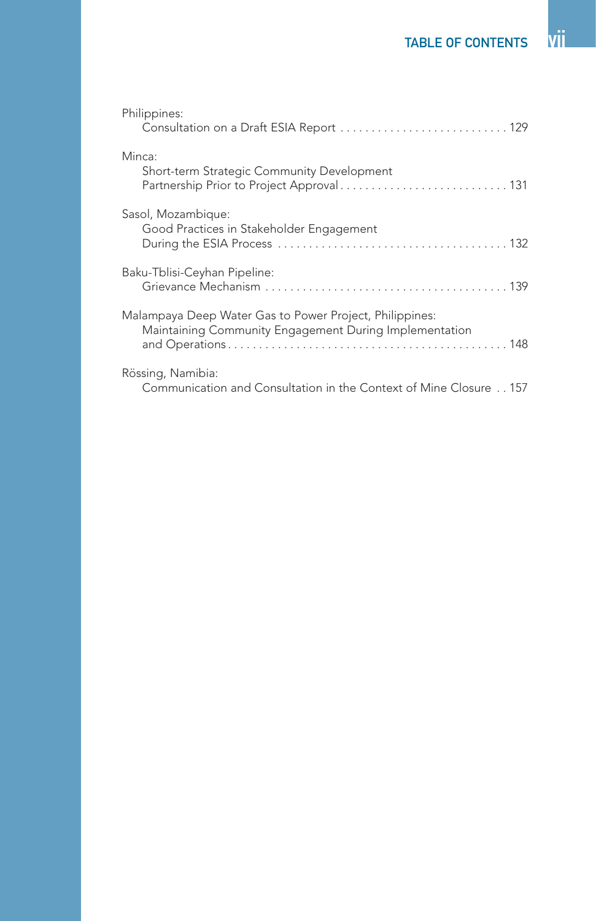Philippines:
Consultation on a Draft ESIA Report . . . . . . . . . . . . . . . . . . . . . . . . . . . 129

Minca:
Short-term Strategic Community Development Partnership Prior to Project Approval . . . . . . . . . . . . . . . . . . . . . . . . . . . 131

Sasol, Mozambique:
Good Practices in Stakeholder Engagement During the ESIA Process . . . . . . . . . . . . . . . . . . . . . . . . . . . . . . . . . . . . . 132

Baku-Tblisi-Ceyhan Pipeline:
Grievance Mechanism . . . . . . . . . . . . . . . . . . . . . . . . . . . . . . . . . . . . . . 139

Malampaya Deep Water Gas to Power Project, Philippines:
Maintaining Community Engagement During Implementation and Operations . . . . . . . . . . . . . . . . . . . . . . . . . . . . . . . . . . . . . . . . . . . . 148

Rössing, Namibia:
Communication and Consultation in the Context of Mine Closure . . 157